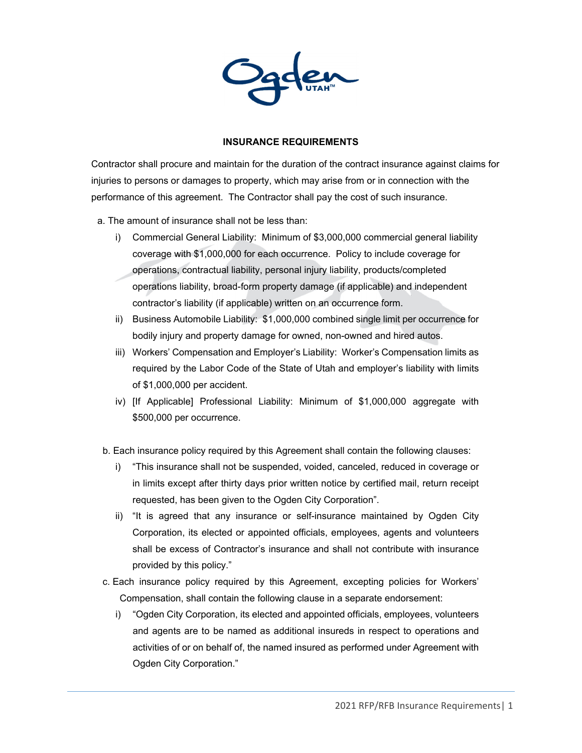## INSURANCE REQUIREMENTS

Contractor shall procure and maintain for the duration of the contract insurance against claims for injuries to persons or damages to property, which may arise from or in connection with the performance of this agreement. The Contractor shall pay the cost of such insurance.

a. The amount of insurance shall not be less than:

   i) Commercial General Liability: Minimum of $3,000,000 commercial general liability coverage with $1,000,000 for each occurrence. Policy to include coverage for operations, contractual liability, personal injury liability, products/completed operations liability, broad-form property damage (if applicable) and independent contractor's liability (if applicable) written on an occurrence form.

   ii) Business Automobile Liability: $1,000,000 combined single limit per occurrence for bodily injury and property damage for owned, non-owned and hired autos.

   iii) Workers' Compensation and Employer's Liability: Worker's Compensation limits as required by the Labor Code of the State of Utah and employer's liability with limits of $1,000,000 per accident.

   iv) [If Applicable] Professional Liability: Minimum of $1,000,000 aggregate with $500,000 per occurrence.

b. Each insurance policy required by this Agreement shall contain the following clauses:

   i) "This insurance shall not be suspended, voided, canceled, reduced in coverage or in limits except after thirty days prior written notice by certified mail, return receipt requested, has been given to the Ogden City Corporation".

   ii) "It is agreed that any insurance or self-insurance maintained by Ogden City Corporation, its elected or appointed officials, employees, agents and volunteers shall be excess of Contractor's insurance and shall not contribute with insurance provided by this policy."

c. Each insurance policy required by this Agreement, excepting policies for Workers' Compensation, shall contain the following clause in a separate endorsement:

   i) "Ogden City Corporation, its elected and appointed officials, employees, volunteers and agents are to be named as additional insureds in respect to operations and activities of or on behalf of, the named insured as performed under Agreement with Ogden City Corporation."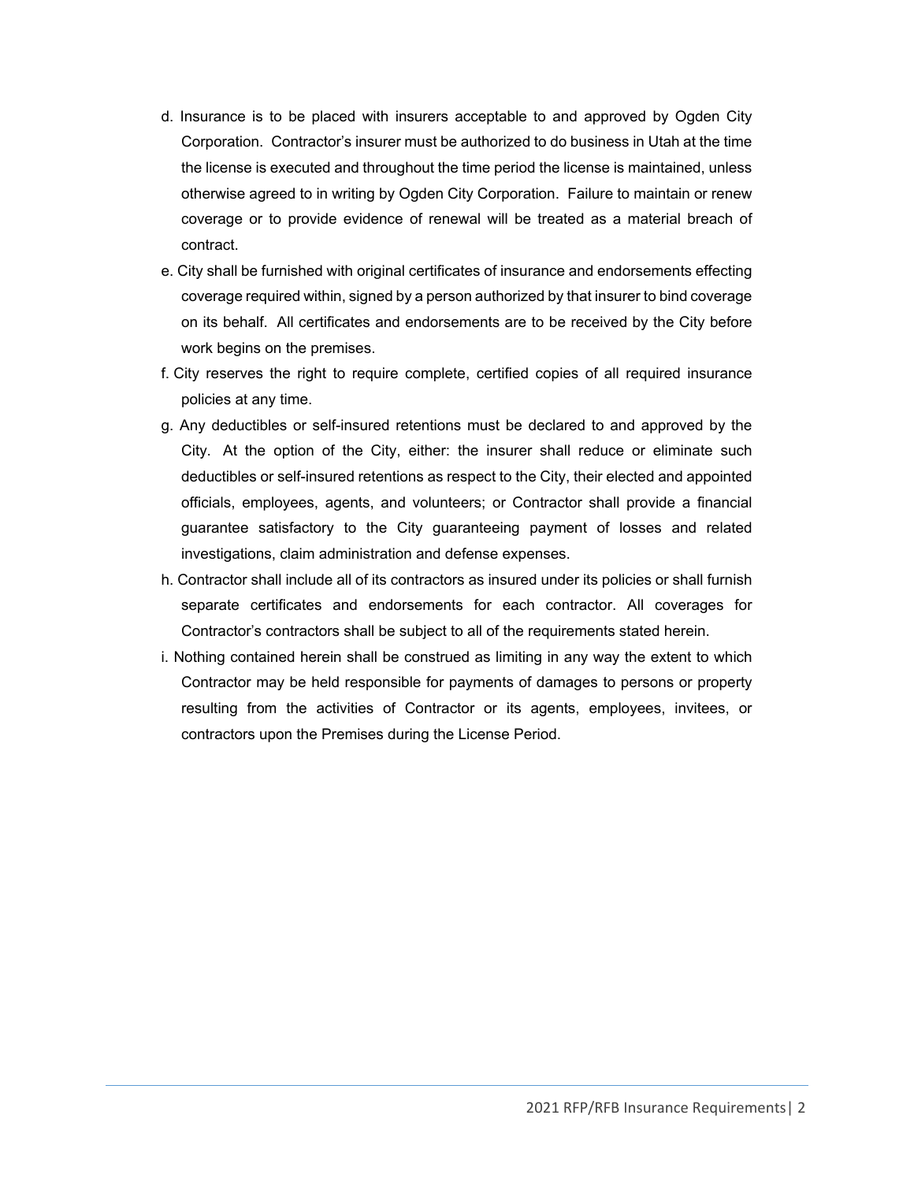d. Insurance is to be placed with insurers acceptable to and approved by Ogden City Corporation. Contractor's insurer must be authorized to do business in Utah at the time the license is executed and throughout the time period the license is maintained, unless otherwise agreed to in writing by Ogden City Corporation. Failure to maintain or renew coverage or to provide evidence of renewal will be treated as a material breach of contract.

e. City shall be furnished with original certificates of insurance and endorsements effecting coverage required within, signed by a person authorized by that insurer to bind coverage on its behalf. All certificates and endorsements are to be received by the City before work begins on the premises.

f. City reserves the right to require complete, certified copies of all required insurance policies at any time.

g. Any deductibles or self-insured retentions must be declared to and approved by the City. At the option of the City, either: the insurer shall reduce or eliminate such deductibles or self-insured retentions as respect to the City, their elected and appointed officials, employees, agents, and volunteers; or Contractor shall provide a financial guarantee satisfactory to the City guaranteeing payment of losses and related investigations, claim administration and defense expenses.

h. Contractor shall include all of its contractors as insured under its policies or shall furnish separate certificates and endorsements for each contractor. All coverages for Contractor's contractors shall be subject to all of the requirements stated herein.

i. Nothing contained herein shall be construed as limiting in any way the extent to which Contractor may be held responsible for payments of damages to persons or property resulting from the activities of Contractor or its agents, employees, invitees, or contractors upon the Premises during the License Period.